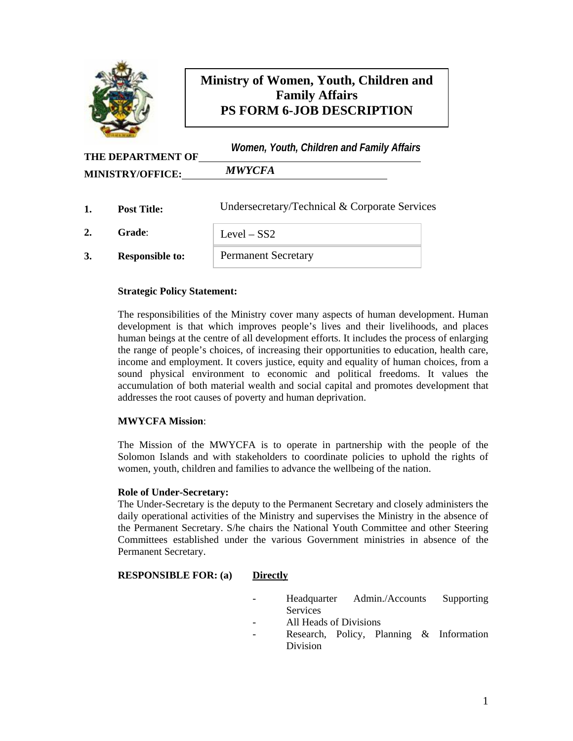# Ministry of Women, Youth, Children and Family Affairs
# PS FORM 6-JOB DESCRIPTION

**THE DEPARTMENT OF** *Women, Youth, Children and Family Affairs*

**MINISTRY/OFFICE:** *MWYCFA*

1. **Post Title:** Undersecretary/Technical & Corporate Services
2. **Grade**: Level – SS2
3. **Responsible to:** Permanent Secretary

**Strategic Policy Statement:**

The responsibilities of the Ministry cover many aspects of human development. Human development is that which improves people's lives and their livelihoods, and places human beings at the centre of all development efforts. It includes the process of enlarging the range of people's choices, of increasing their opportunities to education, health care, income and employment. It covers justice, equity and equality of human choices, from a sound physical environment to economic and political freedoms. It values the accumulation of both material wealth and social capital and promotes development that addresses the root causes of poverty and human deprivation.

**MWYCFA Mission**:

The Mission of the MWYCFA is to operate in partnership with the people of the Solomon Islands and with stakeholders to coordinate policies to uphold the rights of women, youth, children and families to advance the wellbeing of the nation.

**Role of Under-Secretary:**

The Under-Secretary is the deputy to the Permanent Secretary and closely administers the daily operational activities of the Ministry and supervises the Ministry in the absence of the Permanent Secretary. S/he chairs the National Youth Committee and other Steering Committees established under the various Government ministries in absence of the Permanent Secretary.

**RESPONSIBLE FOR: (a)** <u>**Directly**</u>

- Headquarter Admin./Accounts Supporting Services
- All Heads of Divisions
- Research, Policy, Planning & Information Division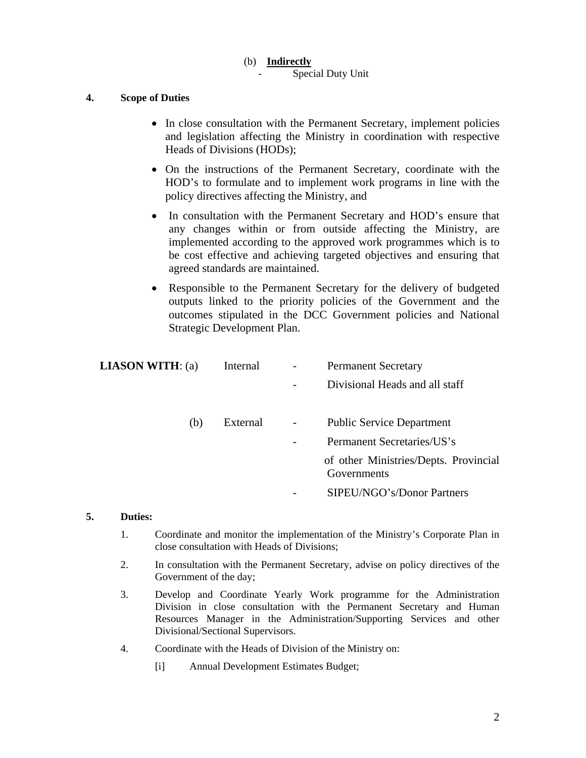(b) **Indirectly**

- Special Duty Unit

**4. Scope of Duties**

- In close consultation with the Permanent Secretary, implement policies and legislation affecting the Ministry in coordination with respective Heads of Divisions (HODs);
- On the instructions of the Permanent Secretary, coordinate with the HOD's to formulate and to implement work programs in line with the policy directives affecting the Ministry, and
- In consultation with the Permanent Secretary and HOD's ensure that any changes within or from outside affecting the Ministry, are implemented according to the approved work programmes which is to be cost effective and achieving targeted objectives and ensuring that agreed standards are maintained.
- Responsible to the Permanent Secretary for the delivery of budgeted outputs linked to the priority policies of the Government and the outcomes stipulated in the DCC Government policies and National Strategic Development Plan.

**LIASON WITH**: (a) Internal

- Permanent Secretary
- Divisional Heads and all staff

(b) External

- Public Service Department
- Permanent Secretaries/US's of other Ministries/Depts. Provincial Governments
- SIPEU/NGO's/Donor Partners

**5. Duties:**

1. Coordinate and monitor the implementation of the Ministry's Corporate Plan in close consultation with Heads of Divisions;
2. In consultation with the Permanent Secretary, advise on policy directives of the Government of the day;
3. Develop and Coordinate Yearly Work programme for the Administration Division in close consultation with the Permanent Secretary and Human Resources Manager in the Administration/Supporting Services and other Divisional/Sectional Supervisors.
4. Coordinate with the Heads of Division of the Ministry on:

   [i] Annual Development Estimates Budget;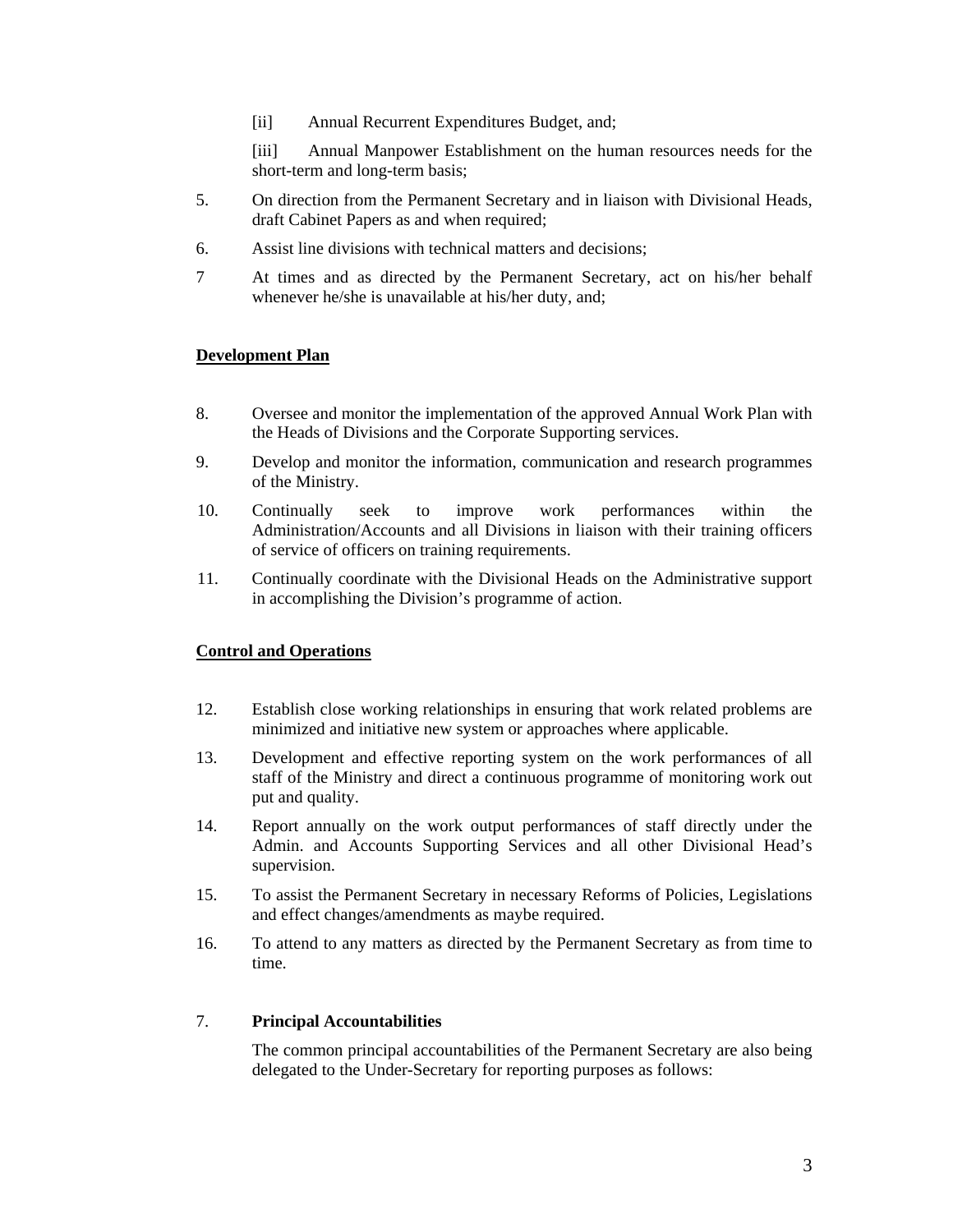[ii]	Annual Recurrent Expenditures Budget, and;

[iii]	Annual Manpower Establishment on the human resources needs for the short-term and long-term basis;

5. On direction from the Permanent Secretary and in liaison with Divisional Heads, draft Cabinet Papers as and when required;

6. Assist line divisions with technical matters and decisions;

7 At times and as directed by the Permanent Secretary, act on his/her behalf whenever he/she is unavailable at his/her duty, and;

**Development Plan**

8. Oversee and monitor the implementation of the approved Annual Work Plan with the Heads of Divisions and the Corporate Supporting services.

9. Develop and monitor the information, communication and research programmes of the Ministry.

10. Continually seek to improve work performances within the Administration/Accounts and all Divisions in liaison with their training officers of service of officers on training requirements.

11. Continually coordinate with the Divisional Heads on the Administrative support in accomplishing the Division's programme of action.

**Control and Operations**

12. Establish close working relationships in ensuring that work related problems are minimized and initiative new system or approaches where applicable.

13. Development and effective reporting system on the work performances of all staff of the Ministry and direct a continuous programme of monitoring work out put and quality.

14. Report annually on the work output performances of staff directly under the Admin. and Accounts Supporting Services and all other Divisional Head's supervision.

15. To assist the Permanent Secretary in necessary Reforms of Policies, Legislations and effect changes/amendments as maybe required.

16. To attend to any matters as directed by the Permanent Secretary as from time to time.

7. **Principal Accountabilities**

The common principal accountabilities of the Permanent Secretary are also being delegated to the Under-Secretary for reporting purposes as follows: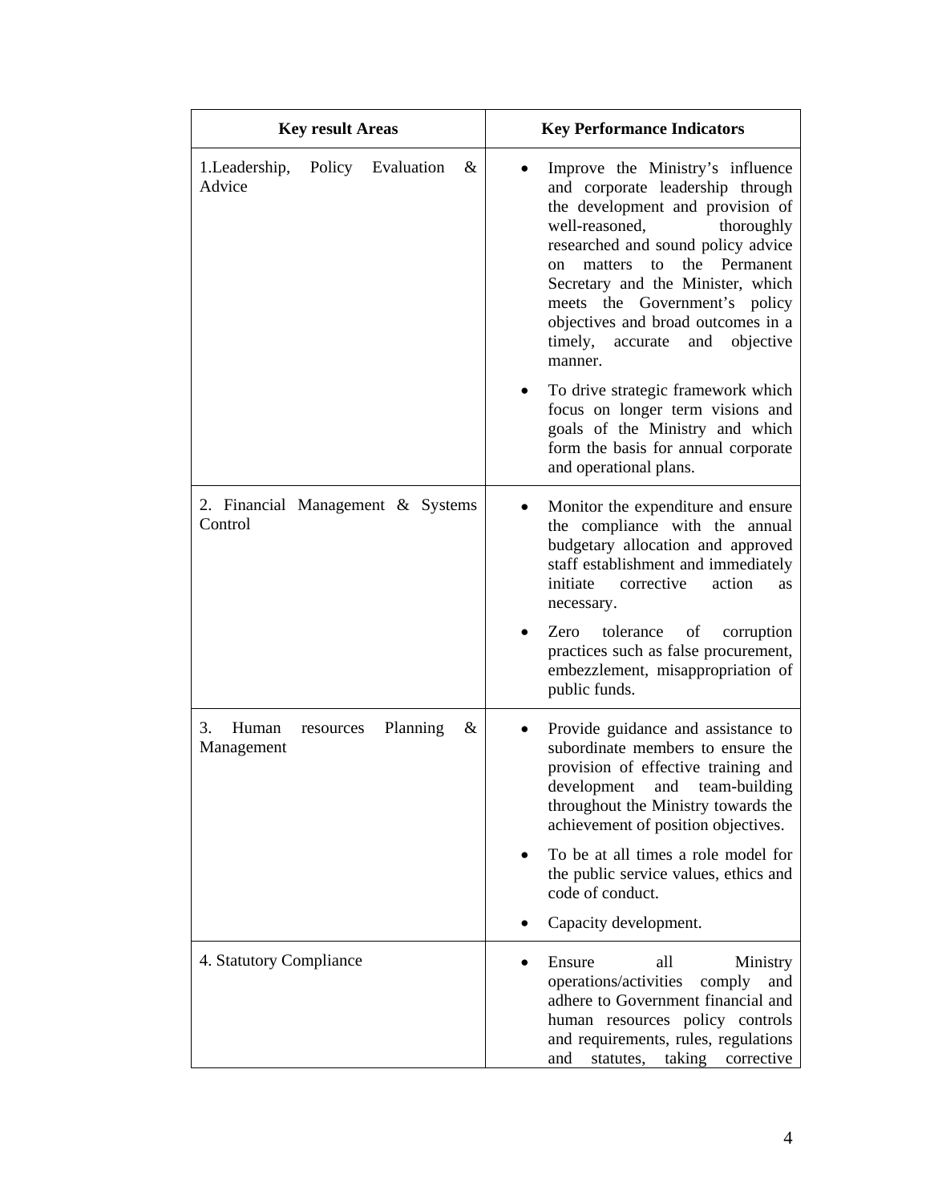| Key result Areas | Key Performance Indicators |
| --- | --- |
| 1.Leadership, Policy Evaluation & Advice | • Improve the Ministry's influence and corporate leadership through the development and provision of well-reasoned, thoroughly researched and sound policy advice on matters to the Permanent Secretary and the Minister, which meets the Government's policy objectives and broad outcomes in a timely, accurate and objective manner.<br>• To drive strategic framework which focus on longer term visions and goals of the Ministry and which form the basis for annual corporate and operational plans. |
| 2. Financial Management & Systems Control | • Monitor the expenditure and ensure the compliance with the annual budgetary allocation and approved staff establishment and immediately initiate corrective action as necessary.<br>• Zero tolerance of corruption practices such as false procurement, embezzlement, misappropriation of public funds. |
| 3. Human resources Planning & Management | • Provide guidance and assistance to subordinate members to ensure the provision of effective training and development and team-building throughout the Ministry towards the achievement of position objectives.<br>• To be at all times a role model for the public service values, ethics and code of conduct.<br>• Capacity development. |
| 4. Statutory Compliance | • Ensure all Ministry operations/activities comply and adhere to Government financial and human resources policy controls and requirements, rules, regulations and statutes, taking corrective |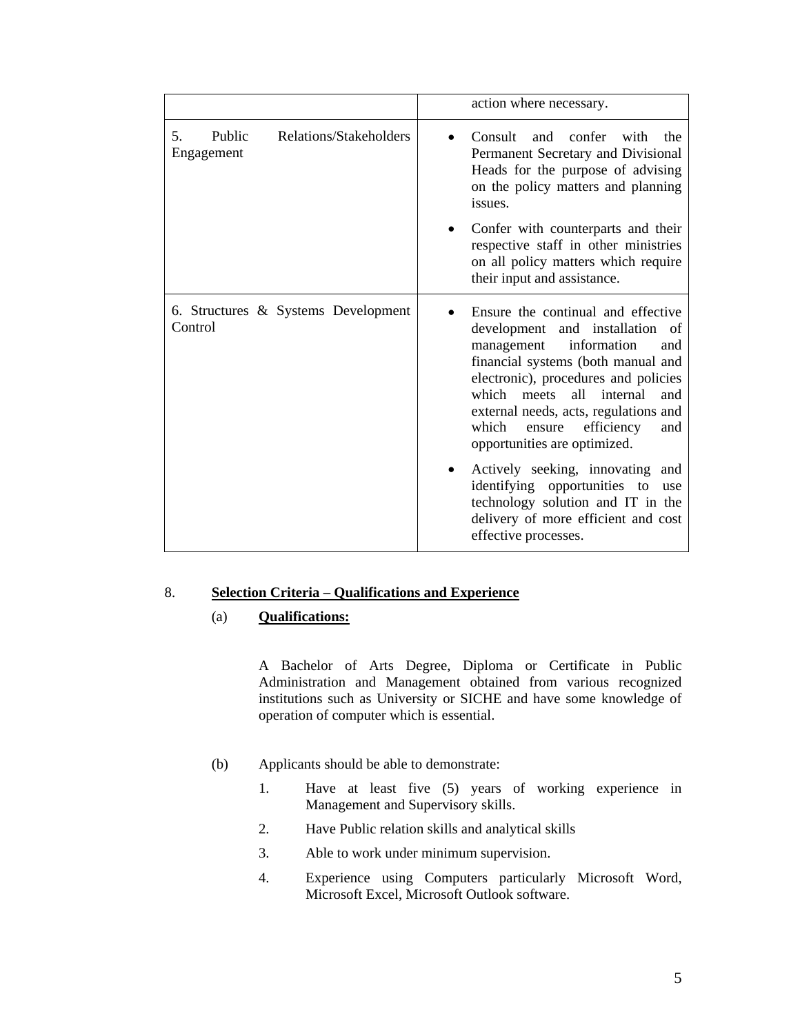| | |
|---|---|
| | action where necessary. |
| 5. Public Relations/Stakeholders Engagement | • Consult and confer with the Permanent Secretary and Divisional Heads for the purpose of advising on the policy matters and planning issues.<br>• Confer with counterparts and their respective staff in other ministries on all policy matters which require their input and assistance. |
| 6. Structures & Systems Development Control | • Ensure the continual and effective development and installation of management information and financial systems (both manual and electronic), procedures and policies which meets all internal and external needs, acts, regulations and which ensure efficiency and opportunities are optimized.<br>• Actively seeking, innovating and identifying opportunities to use technology solution and IT in the delivery of more efficient and cost effective processes. |

8. **<u>Selection Criteria – Qualifications and Experience</u>**

(a) **<u>Qualifications:</u>**

A Bachelor of Arts Degree, Diploma or Certificate in Public Administration and Management obtained from various recognized institutions such as University or SICHE and have some knowledge of operation of computer which is essential.

(b) Applicants should be able to demonstrate:

1. Have at least five (5) years of working experience in Management and Supervisory skills.
2. Have Public relation skills and analytical skills
3. Able to work under minimum supervision.
4. Experience using Computers particularly Microsoft Word, Microsoft Excel, Microsoft Outlook software.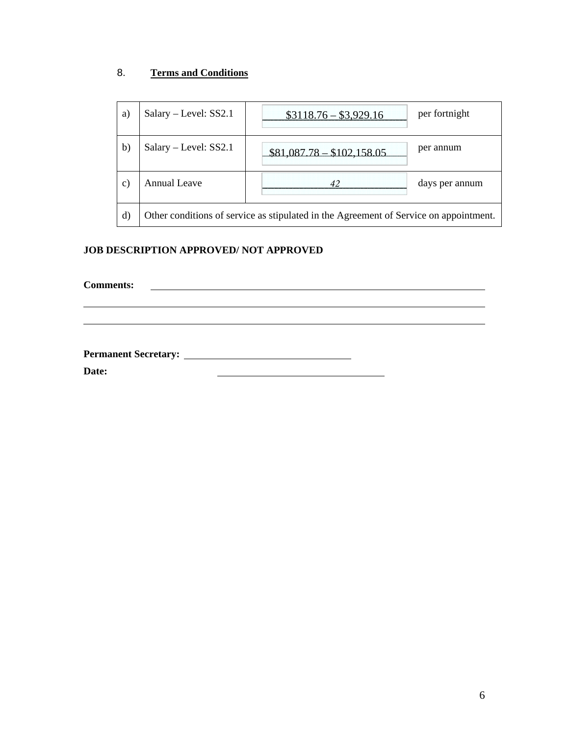8. **Terms and Conditions**

| | | | |
|---|---|---|---|
| a) | Salary – Level: SS2.1 | $3118.76 – $3,929.16 | per fortnight |
| b) | Salary – Level: SS2.1 | $81,087.78 – $102,158.05 | per annum |
| c) | Annual Leave | *42* | days per annum |
| d) | Other conditions of service as stipulated in the Agreement of Service on appointment. | | |

**JOB DESCRIPTION APPROVED/ NOT APPROVED**

**Comments:** ______________________________________________

______________________________________________

______________________________________________

**Permanent Secretary:** ______________________

**Date:** ______________________